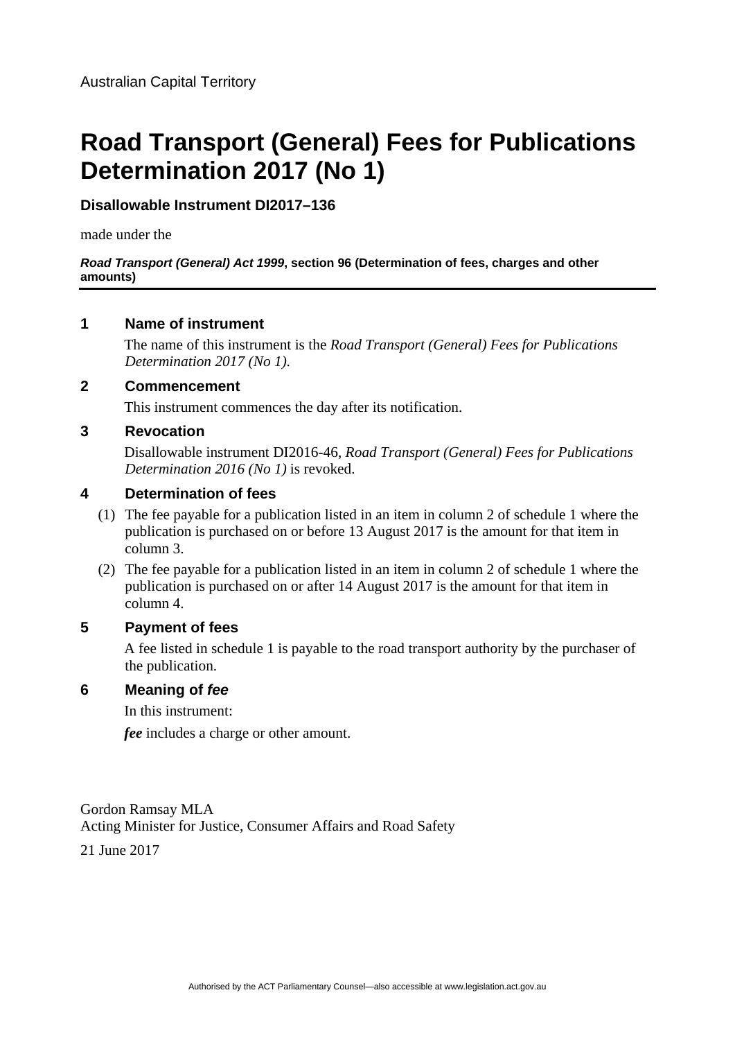Australian Capital Territory

# Road Transport (General) Fees for Publications Determination 2017 (No 1)

**Disallowable Instrument DI2017–136**

made under the

***Road Transport (General) Act 1999*, section 96 (Determination of fees, charges and other amounts)**

---

## 1 Name of instrument

The name of this instrument is the *Road Transport (General) Fees for Publications Determination 2017 (No 1).*

## 2 Commencement

This instrument commences the day after its notification.

## 3 Revocation

Disallowable instrument DI2016-46, *Road Transport (General) Fees for Publications Determination 2016 (No 1)* is revoked.

## 4 Determination of fees

(1) The fee payable for a publication listed in an item in column 2 of schedule 1 where the publication is purchased on or before 13 August 2017 is the amount for that item in column 3.

(2) The fee payable for a publication listed in an item in column 2 of schedule 1 where the publication is purchased on or after 14 August 2017 is the amount for that item in column 4.

## 5 Payment of fees

A fee listed in schedule 1 is payable to the road transport authority by the purchaser of the publication.

## 6 Meaning of *fee*

In this instrument:

***fee*** includes a charge or other amount.

Gordon Ramsay MLA
Acting Minister for Justice, Consumer Affairs and Road Safety

21 June 2017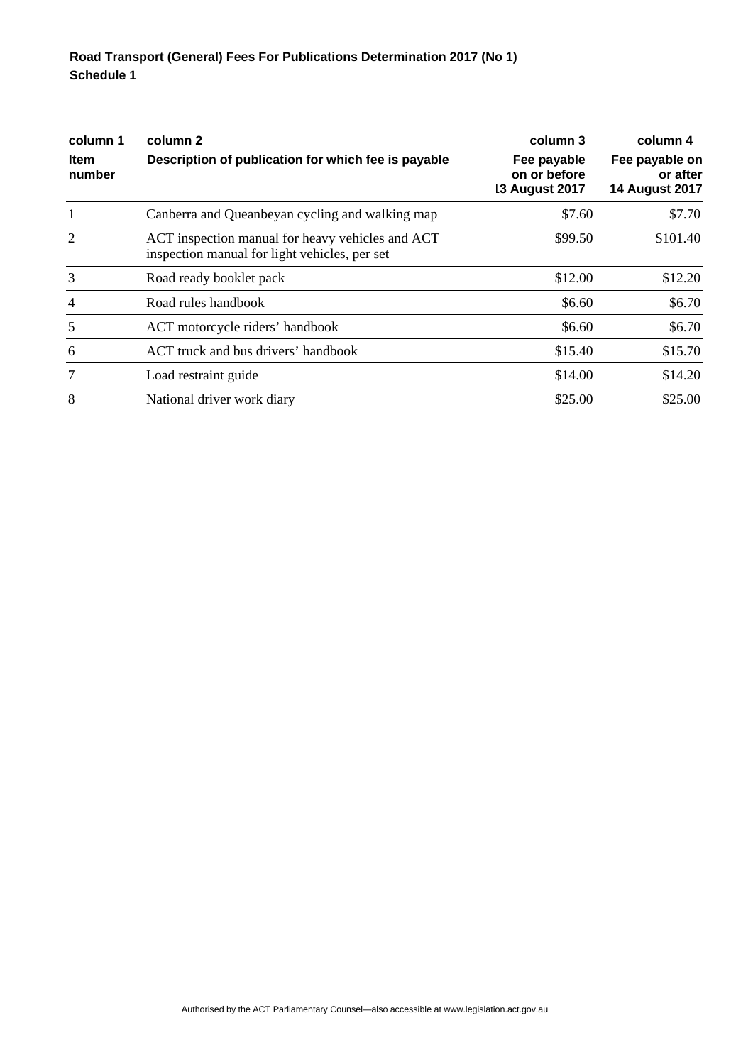| column 1 Item number | column 2 Description of publication for which fee is payable | column 3 Fee payable on or before 13 August 2017 | column 4 Fee payable on or after 14 August 2017 |
|---|---|---|---|
| 1 | Canberra and Queanbeyan cycling and walking map | $7.60 | $7.70 |
| 2 | ACT inspection manual for heavy vehicles and ACT inspection manual for light vehicles, per set | $99.50 | $101.40 |
| 3 | Road ready booklet pack | $12.00 | $12.20 |
| 4 | Road rules handbook | $6.60 | $6.70 |
| 5 | ACT motorcycle riders' handbook | $6.60 | $6.70 |
| 6 | ACT truck and bus drivers' handbook | $15.40 | $15.70 |
| 7 | Load restraint guide | $14.00 | $14.20 |
| 8 | National driver work diary | $25.00 | $25.00 |